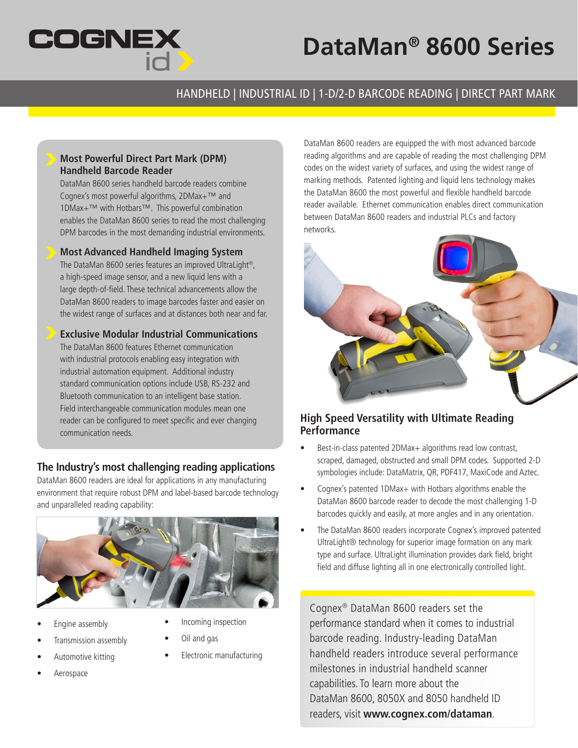# DataMan® 8600 Series

HANDHELD | INDUSTRIAL ID | 1-D/2-D BARCODE READING | DIRECT PART MARK

### Most Powerful Direct Part Mark (DPM) Handheld Barcode Reader

DataMan 8600 series handheld barcode readers combine Cognex's most powerful algorithms, 2DMax+™ and 1DMax+™ with Hotbars™. This powerful combination enables the DataMan 8600 series to read the most challenging DPM barcodes in the most demanding industrial environments.

### Most Advanced Handheld Imaging System

The DataMan 8600 series features an improved UltraLight®, a high-speed image sensor, and a new liquid lens with a large depth-of-field. These technical advancements allow the DataMan 8600 readers to image barcodes faster and easier on the widest range of surfaces and at distances both near and far.

### Exclusive Modular Industrial Communications

The DataMan 8600 features Ethernet communication with industrial protocols enabling easy integration with industrial automation equipment. Additional industry standard communication options include USB, RS-232 and Bluetooth communication to an intelligent base station. Field interchangeable communication modules mean one reader can be configured to meet specific and ever changing communication needs.

## The Industry's most challenging reading applications

DataMan 8600 readers are ideal for applications in any manufacturing environment that require robust DPM and label-based barcode technology and unparalleled reading capability:

- Engine assembly
- Transmission assembly
- Automotive kitting
- Aerospace
- Incoming inspection
- Oil and gas
- Electronic manufacturing

DataMan 8600 readers are equipped the with most advanced barcode reading algorithms and are capable of reading the most challenging DPM codes on the widest variety of surfaces, and using the widest range of marking methods. Patented lighting and liquid lens technology makes the DataMan 8600 the most powerful and flexible handheld barcode reader available. Ethernet communication enables direct communication between DataMan 8600 readers and industrial PLCs and factory networks.

## High Speed Versatility with Ultimate Reading Performance

- Best-in-class patented 2DMax+ algorithms read low contrast, scraped, damaged, obstructed and small DPM codes. Supported 2-D symbologies include: DataMatrix, QR, PDF417, MaxiCode and Aztec.
- Cognex's patented 1DMax+ with Hotbars algorithms enable the DataMan 8600 barcode reader to decode the most challenging 1-D barcodes quickly and easily, at more angles and in any orientation.
- The DataMan 8600 readers incorporate Cognex's improved patented UltraLight® technology for superior image formation on any mark type and surface. UltraLight illumination provides dark field, bright field and diffuse lighting all in one electronically controlled light.

Cognex® DataMan 8600 readers set the performance standard when it comes to industrial barcode reading. Industry-leading DataMan handheld readers introduce several performance milestones in industrial handheld scanner capabilities. To learn more about the DataMan 8600, 8050X and 8050 handheld ID readers, visit **www.cognex.com/dataman**.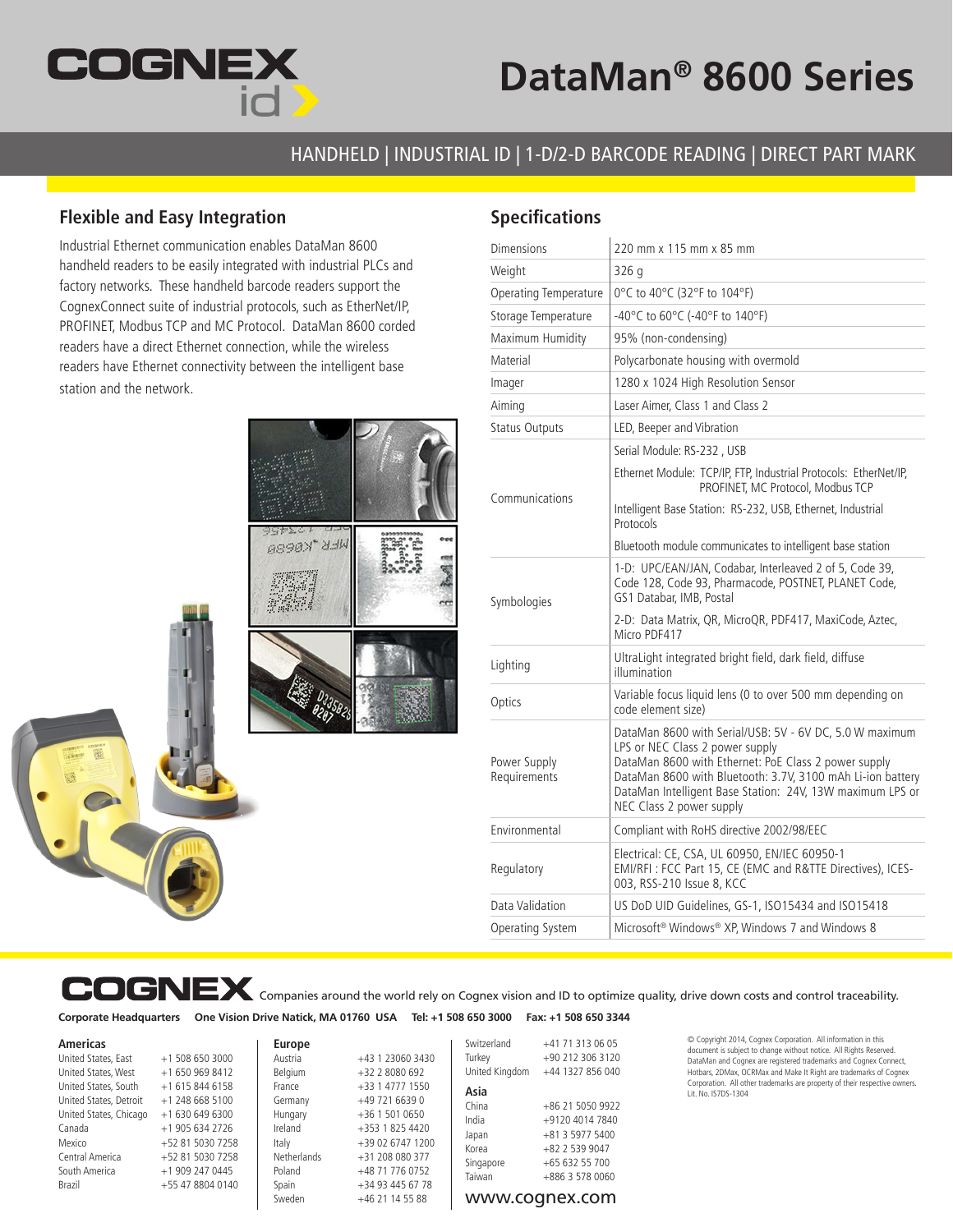# DataMan® 8600 Series

HANDHELD | INDUSTRIAL ID | 1-D/2-D BARCODE READING | DIRECT PART MARK

## Flexible and Easy Integration

Industrial Ethernet communication enables DataMan 8600 handheld readers to be easily integrated with industrial PLCs and factory networks. These handheld barcode readers support the CognexConnect suite of industrial protocols, such as EtherNet/IP, PROFINET, Modbus TCP and MC Protocol. DataMan 8600 corded readers have a direct Ethernet connection, while the wireless readers have Ethernet connectivity between the intelligent base station and the network.

## Specifications

| | |
|---|---|
| Dimensions | 220 mm x 115 mm x 85 mm |
| Weight | 326 g |
| Operating Temperature | 0°C to 40°C (32°F to 104°F) |
| Storage Temperature | -40°C to 60°C (-40°F to 140°F) |
| Maximum Humidity | 95% (non-condensing) |
| Material | Polycarbonate housing with overmold |
| Imager | 1280 x 1024 High Resolution Sensor |
| Aiming | Laser Aimer, Class 1 and Class 2 |
| Status Outputs | LED, Beeper and Vibration |
| Communications | Serial Module: RS-232 , USB<br>Ethernet Module: TCP/IP, FTP, Industrial Protocols: EtherNet/IP, PROFINET, MC Protocol, Modbus TCP<br>Intelligent Base Station: RS-232, USB, Ethernet, Industrial Protocols<br>Bluetooth module communicates to intelligent base station |
| Symbologies | 1-D: UPC/EAN/JAN, Codabar, Interleaved 2 of 5, Code 39, Code 128, Code 93, Pharmacode, POSTNET, PLANET Code, GS1 Databar, IMB, Postal<br>2-D: Data Matrix, QR, MicroQR, PDF417, MaxiCode, Aztec, Micro PDF417 |
| Lighting | UltraLight integrated bright field, dark field, diffuse illumination |
| Optics | Variable focus liquid lens (0 to over 500 mm depending on code element size) |
| Power Supply Requirements | DataMan 8600 with Serial/USB: 5V - 6V DC, 5.0 W maximum LPS or NEC Class 2 power supply<br>DataMan 8600 with Ethernet: PoE Class 2 power supply<br>DataMan 8600 with Bluetooth: 3.7V, 3100 mAh Li-ion battery<br>DataMan Intelligent Base Station: 24V, 13W maximum LPS or NEC Class 2 power supply |
| Environmental | Compliant with RoHS directive 2002/98/EEC |
| Regulatory | Electrical: CE, CSA, UL 60950, EN/IEC 60950-1<br>EMI/RFI : FCC Part 15, CE (EMC and R&TTE Directives), ICES-003, RSS-210 Issue 8, KCC |
| Data Validation | US DoD UID Guidelines, GS-1, ISO15434 and ISO15418 |
| Operating System | Microsoft® Windows® XP, Windows 7 and Windows 8 |

**COGNEX** Companies around the world rely on Cognex vision and ID to optimize quality, drive down costs and control traceability.

**Corporate Headquarters** One Vision Drive Natick, MA 01760 USA Tel: +1 508 650 3000 Fax: +1 508 650 3344

**Americas**

| | |
|---|---|
| United States, East | +1 508 650 3000 |
| United States, West | +1 650 969 8412 |
| United States, South | +1 615 844 6158 |
| United States, Detroit | +1 248 668 5100 |
| United States, Chicago | +1 630 649 6300 |
| Canada | +1 905 634 2726 |
| Mexico | +52 81 5030 7258 |
| Central America | +52 81 5030 7258 |
| South America | +1 909 247 0445 |
| Brazil | +55 47 8804 0140 |

**Europe**

| | |
|---|---|
| Austria | +43 1 23060 3430 |
| Belgium | +32 2 8080 692 |
| France | +33 1 4777 1550 |
| Germany | +49 721 6639 0 |
| Hungary | +36 1 501 0650 |
| Ireland | +353 1 825 4420 |
| Italy | +39 02 6747 1200 |
| Netherlands | +31 208 080 377 |
| Poland | +48 71 776 0752 |
| Spain | +34 93 445 67 78 |
| Sweden | +46 21 14 55 88 |
| Switzerland | +41 71 313 06 05 |
| Turkey | +90 212 306 3120 |
| United Kingdom | +44 1327 856 040 |

**Asia**

| | |
|---|---|
| China | +86 21 5050 9922 |
| India | +9120 4014 7840 |
| Japan | +81 3 5977 5400 |
| Korea | +82 2 539 9047 |
| Singapore | +65 632 55 700 |
| Taiwan | +886 3 578 0060 |

www.cognex.com

© Copyright 2014, Cognex Corporation. All information in this document is subject to change without notice. All Rights Reserved. DataMan and Cognex are registered trademarks and Cognex Connect, Hotbars, 2DMax, OCRMax and Make It Right are trademarks of Cognex Corporation. All other trademarks are property of their respective owners. Lit. No. IS7DS-1304